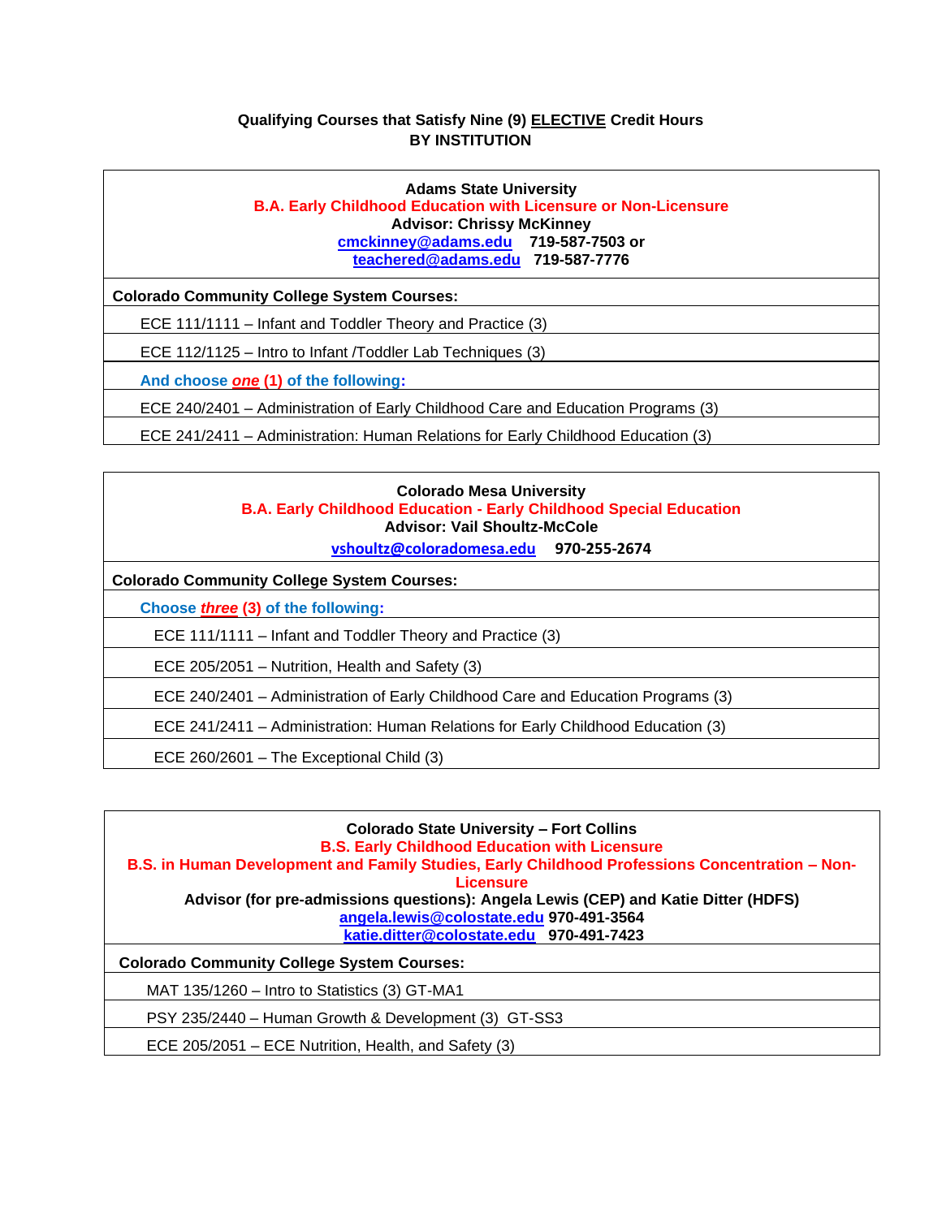**Qualifying Courses that Satisfy Nine (9) ELECTIVE Credit Hours**
**BY INSTITUTION**

| **Adams State University**<br>**B.A. Early Childhood Education with Licensure or Non-Licensure**<br>**Advisor: Chrissy McKinney**<br>**cmckinney@adams.edu 719-587-7503 or**<br>**teachered@adams.edu 719-587-7776** |
|---|
| **Colorado Community College System Courses:** |
| ECE 111/1111 – Infant and Toddler Theory and Practice (3) |
| ECE 112/1125 – Intro to Infant /Toddler Lab Techniques (3) |
| **And choose *one* (1) of the following:** |
| ECE 240/2401 – Administration of Early Childhood Care and Education Programs (3) |
| ECE 241/2411 – Administration: Human Relations for Early Childhood Education (3) |

| **Colorado Mesa University**<br>**B.A. Early Childhood Education - Early Childhood Special Education**<br>**Advisor: Vail Shoultz-McCole**<br>**vshoultz@coloradomesa.edu 970-255-2674** |
|---|
| **Colorado Community College System Courses:** |
| **Choose *three* (3) of the following:** |
| ECE 111/1111 – Infant and Toddler Theory and Practice (3) |
| ECE 205/2051 – Nutrition, Health and Safety (3) |
| ECE 240/2401 – Administration of Early Childhood Care and Education Programs (3) |
| ECE 241/2411 – Administration: Human Relations for Early Childhood Education (3) |
| ECE 260/2601 – The Exceptional Child (3) |

| **Colorado State University – Fort Collins**<br>**B.S. Early Childhood Education with Licensure**<br>**B.S. in Human Development and Family Studies, Early Childhood Professions Concentration – Non-Licensure**<br>**Advisor (for pre-admissions questions): Angela Lewis (CEP) and Katie Ditter (HDFS)**<br>**angela.lewis@colostate.edu 970-491-3564**<br>**katie.ditter@colostate.edu 970-491-7423** |
|---|
| **Colorado Community College System Courses:** |
| MAT 135/1260 – Intro to Statistics (3) GT-MA1 |
| PSY 235/2440 – Human Growth & Development (3) GT-SS3 |
| ECE 205/2051 – ECE Nutrition, Health, and Safety (3) |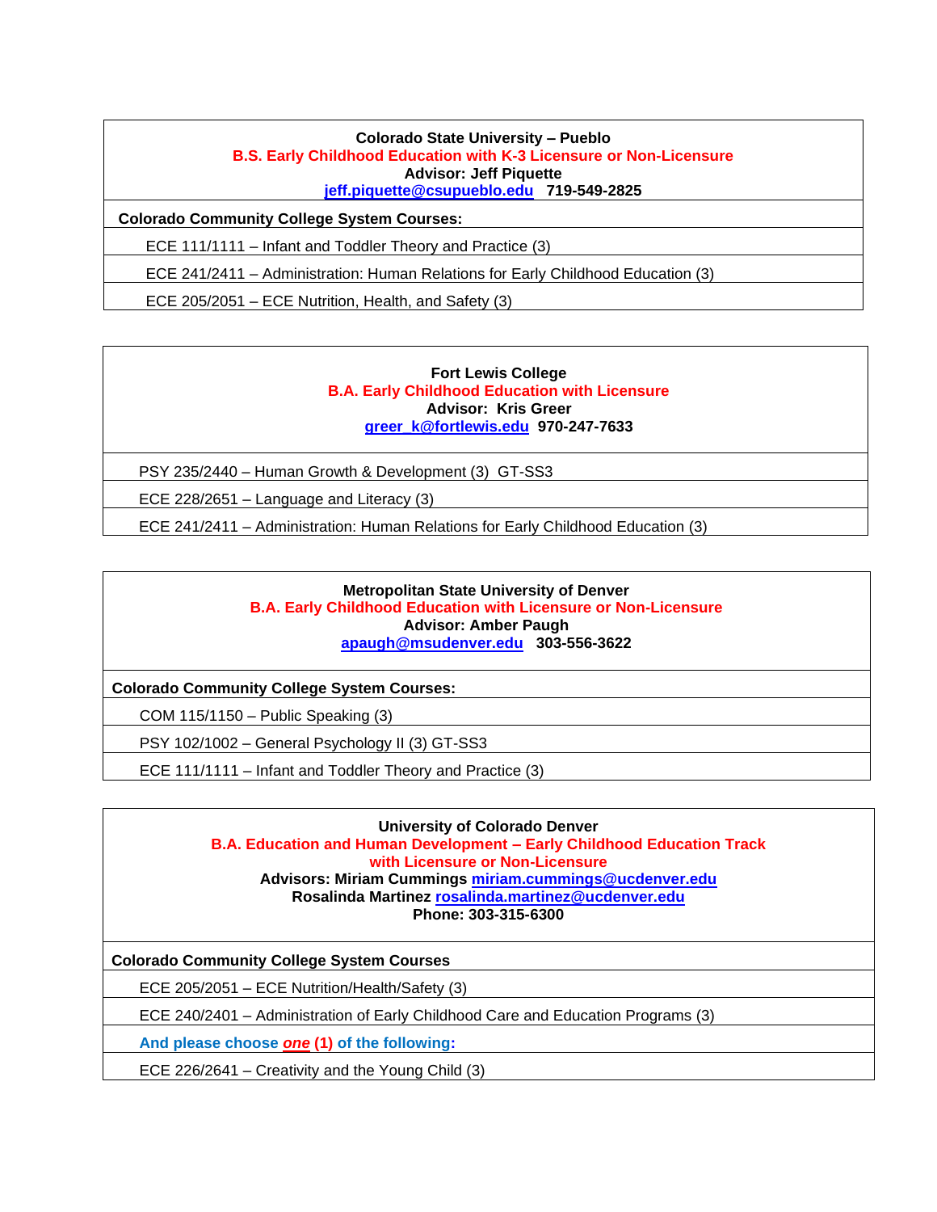| **Colorado State University – Pueblo**<br>**B.S. Early Childhood Education with K-3 Licensure or Non-Licensure**<br>**Advisor: Jeff Piquette**<br>**jeff.piquette@csupueblo.edu 719-549-2825** |
|---|
| **Colorado Community College System Courses:** |
| ECE 111/1111 – Infant and Toddler Theory and Practice (3) |
| ECE 241/2411 – Administration: Human Relations for Early Childhood Education (3) |
| ECE 205/2051 – ECE Nutrition, Health, and Safety (3) |

| **Fort Lewis College**<br>**B.A. Early Childhood Education with Licensure**<br>**Advisor: Kris Greer**<br>**greer_k@fortlewis.edu 970-247-7633** |
|---|
| PSY 235/2440 – Human Growth & Development (3) GT-SS3 |
| ECE 228/2651 – Language and Literacy (3) |
| ECE 241/2411 – Administration: Human Relations for Early Childhood Education (3) |

| **Metropolitan State University of Denver**<br>**B.A. Early Childhood Education with Licensure or Non-Licensure**<br>**Advisor: Amber Paugh**<br>**apaugh@msudenver.edu 303-556-3622** |
|---|
| **Colorado Community College System Courses:** |
| COM 115/1150 – Public Speaking (3) |
| PSY 102/1002 – General Psychology II (3) GT-SS3 |
| ECE 111/1111 – Infant and Toddler Theory and Practice (3) |

| **University of Colorado Denver**<br>**B.A. Education and Human Development – Early Childhood Education Track with Licensure or Non-Licensure**<br>**Advisors: Miriam Cummings miriam.cummings@ucdenver.edu**<br>**Rosalinda Martinez rosalinda.martinez@ucdenver.edu**<br>**Phone: 303-315-6300** |
|---|
| **Colorado Community College System Courses** |
| ECE 205/2051 – ECE Nutrition/Health/Safety (3) |
| ECE 240/2401 – Administration of Early Childhood Care and Education Programs (3) |
| **And please choose *one* (1) of the following:** |
| ECE 226/2641 – Creativity and the Young Child (3) |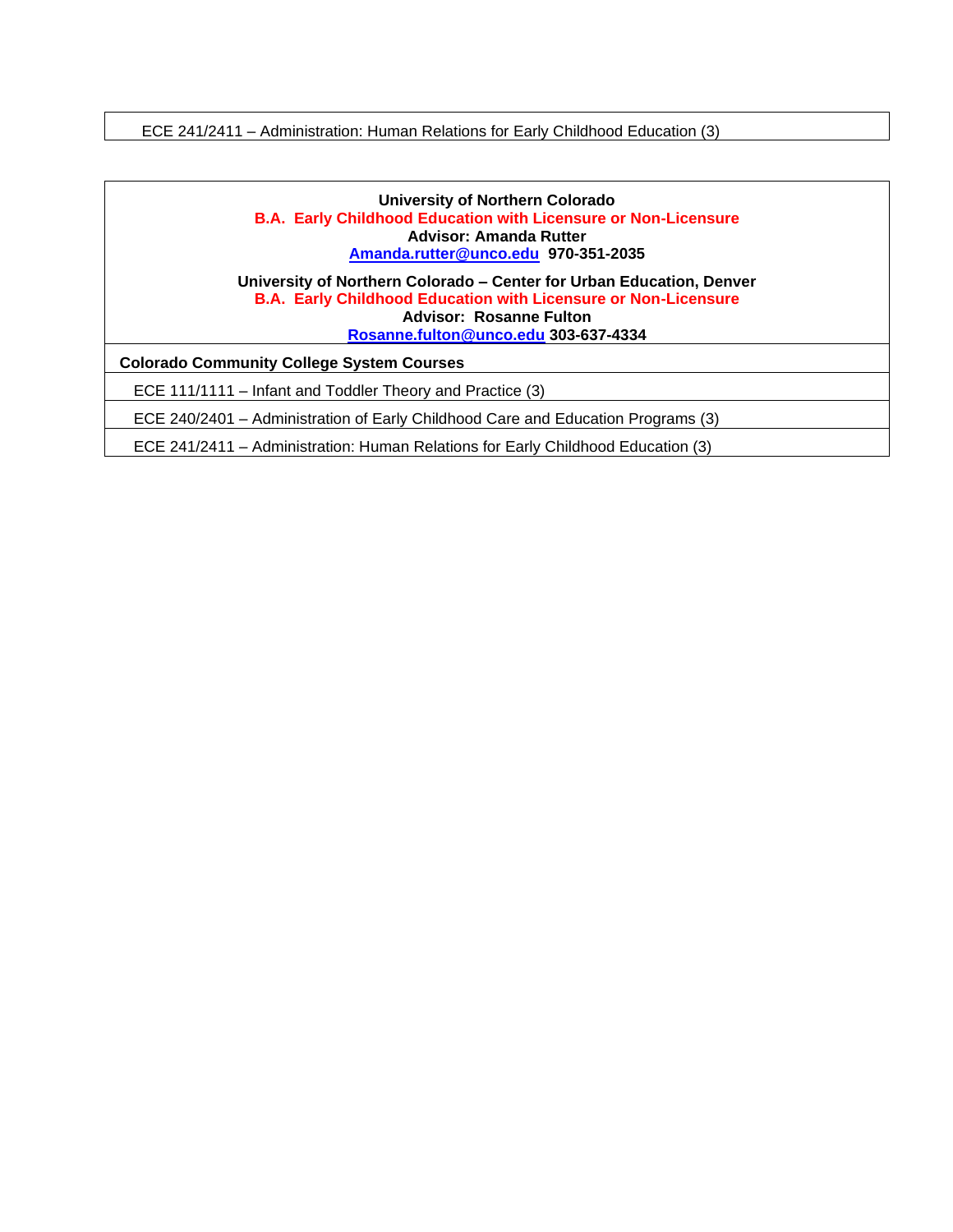| |
|---|
| ECE 241/2411 – Administration: Human Relations for Early Childhood Education (3) |

| |
|---|
| **University of Northern Colorado**<br>**B.A. Early Childhood Education with Licensure or Non-Licensure**<br>**Advisor: Amanda Rutter**<br>**Amanda.rutter@unco.edu 970-351-2035**<br><br>**University of Northern Colorado – Center for Urban Education, Denver**<br>**B.A. Early Childhood Education with Licensure or Non-Licensure**<br>**Advisor: Rosanne Fulton**<br>**Rosanne.fulton@unco.edu 303-637-4334** |
| **Colorado Community College System Courses** |
| ECE 111/1111 – Infant and Toddler Theory and Practice (3) |
| ECE 240/2401 – Administration of Early Childhood Care and Education Programs (3) |
| ECE 241/2411 – Administration: Human Relations for Early Childhood Education (3) |